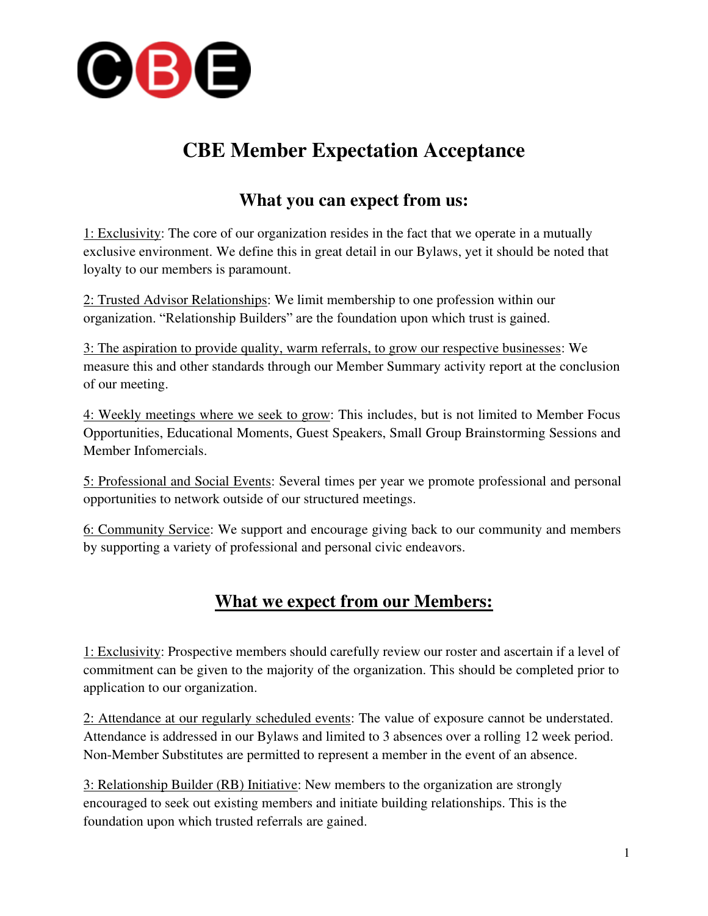CBE

# CBE Member Expectation Acceptance

## What you can expect from us:

1: Exclusivity: The core of our organization resides in the fact that we operate in a mutually exclusive environment. We define this in great detail in our Bylaws, yet it should be noted that loyalty to our members is paramount.

2: Trusted Advisor Relationships: We limit membership to one profession within our organization. "Relationship Builders" are the foundation upon which trust is gained.

3: The aspiration to provide quality, warm referrals, to grow our respective businesses: We measure this and other standards through our Member Summary activity report at the conclusion of our meeting.

4: Weekly meetings where we seek to grow: This includes, but is not limited to Member Focus Opportunities, Educational Moments, Guest Speakers, Small Group Brainstorming Sessions and Member Infomercials.

5: Professional and Social Events: Several times per year we promote professional and personal opportunities to network outside of our structured meetings.

6: Community Service: We support and encourage giving back to our community and members by supporting a variety of professional and personal civic endeavors.

## What we expect from our Members:

1: Exclusivity: Prospective members should carefully review our roster and ascertain if a level of commitment can be given to the majority of the organization. This should be completed prior to application to our organization.

2: Attendance at our regularly scheduled events: The value of exposure cannot be understated. Attendance is addressed in our Bylaws and limited to 3 absences over a rolling 12 week period. Non-Member Substitutes are permitted to represent a member in the event of an absence.

3: Relationship Builder (RB) Initiative: New members to the organization are strongly encouraged to seek out existing members and initiate building relationships. This is the foundation upon which trusted referrals are gained.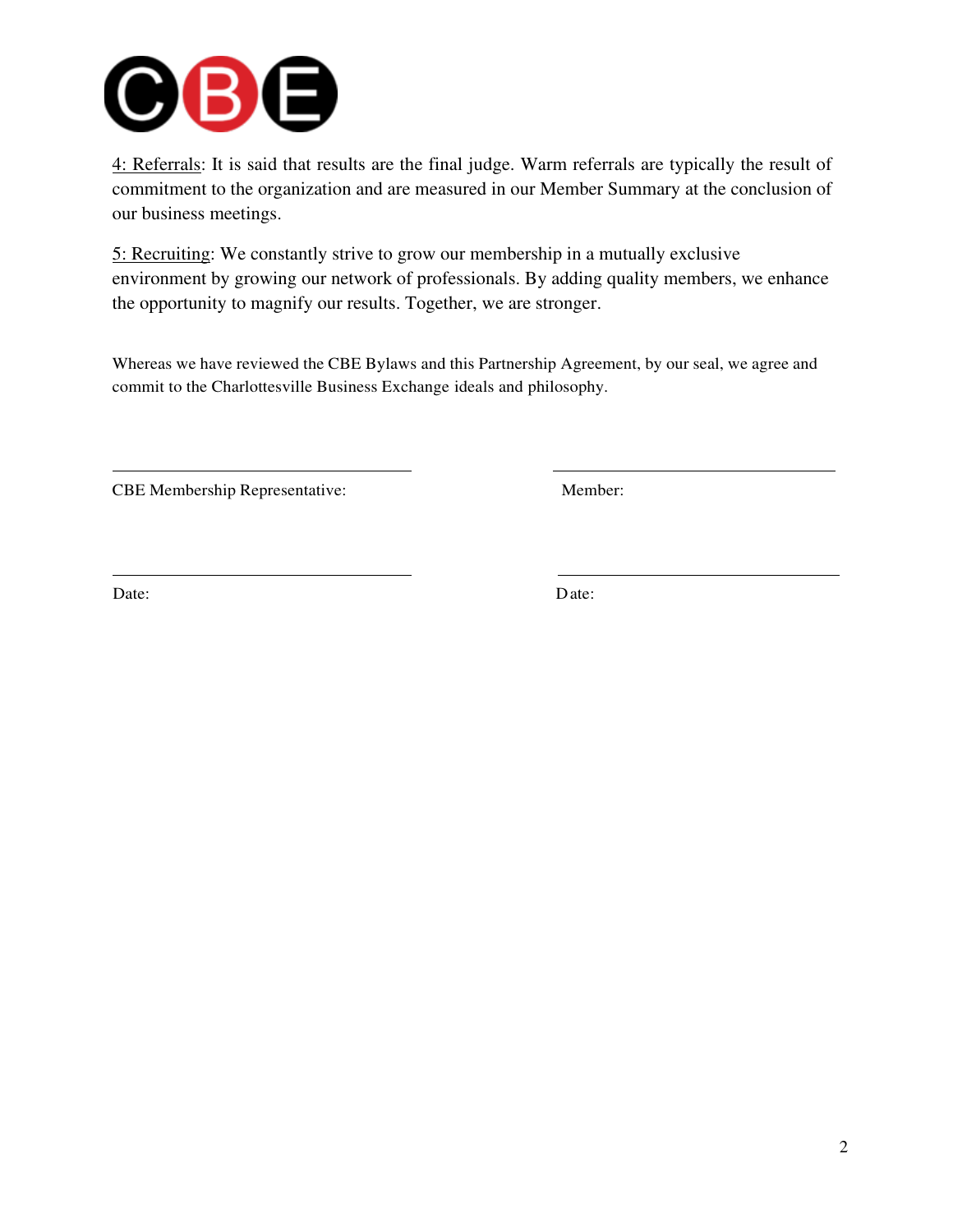CBE

4: Referrals: It is said that results are the final judge. Warm referrals are typically the result of commitment to the organization and are measured in our Member Summary at the conclusion of our business meetings.

5: Recruiting: We constantly strive to grow our membership in a mutually exclusive environment by growing our network of professionals. By adding quality members, we enhance the opportunity to magnify our results. Together, we are stronger.

Whereas we have reviewed the CBE Bylaws and this Partnership Agreement, by our seal, we agree and commit to the Charlottesville Business Exchange ideals and philosophy.

\_\_\_\_\_\_\_\_\_\_\_\_\_\_\_\_\_\_\_\_\_\_\_\_\_\_\_\_\_\_

CBE Membership Representative:

\_\_\_\_\_\_\_\_\_\_\_\_\_\_\_\_\_\_\_\_\_\_\_\_\_\_\_\_\_\_

Date:

\_\_\_\_\_\_\_\_\_\_\_\_\_\_\_\_\_\_\_\_\_\_\_\_\_\_\_\_\_\_

Member:

\_\_\_\_\_\_\_\_\_\_\_\_\_\_\_\_\_\_\_\_\_\_\_\_\_\_\_\_\_\_

Date: